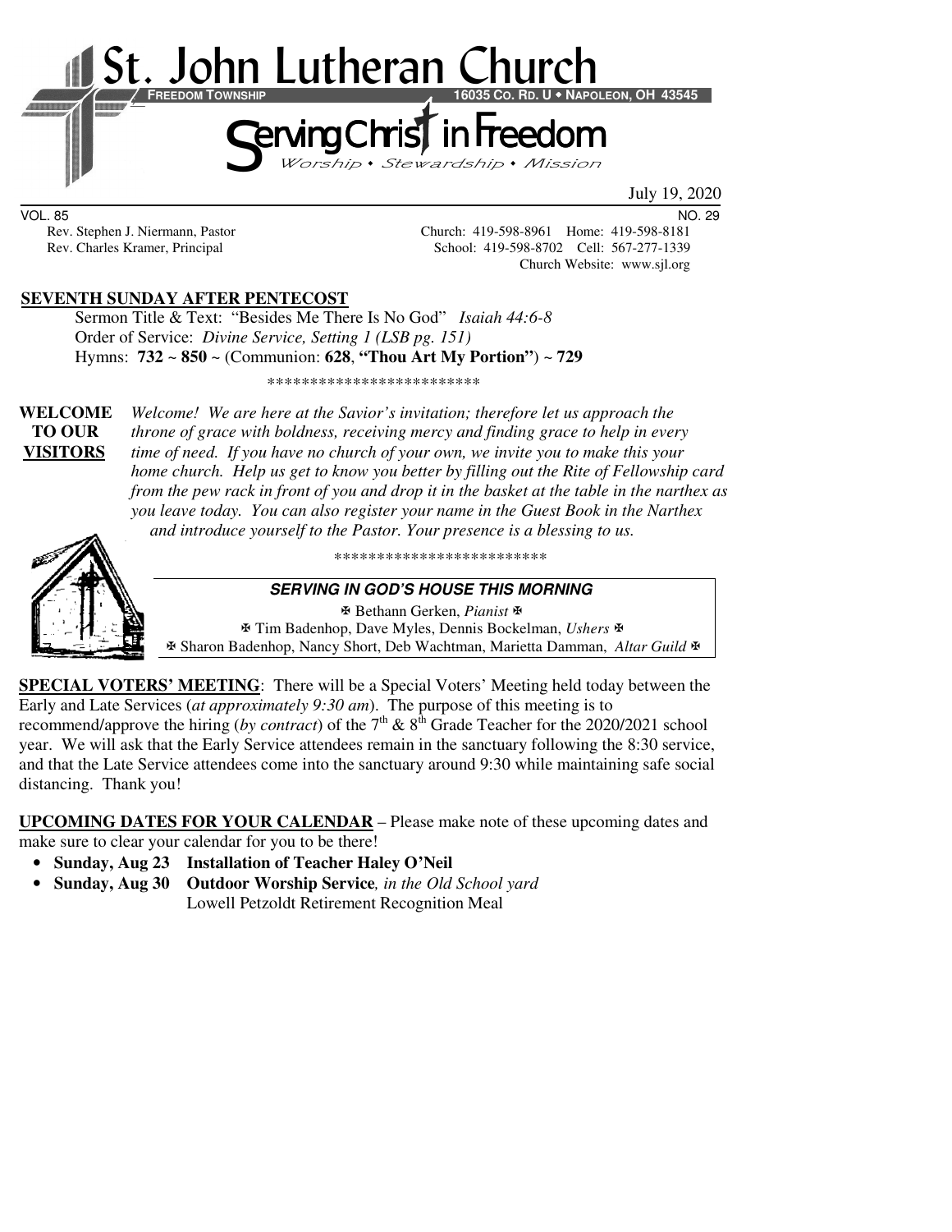# St. John Lutheran Church

**FREEDOM TOWNSHIP** **16035 CO. RD. U • NAPOLEON, OH 43545**

## Serving Christ in Freedom

*Worship • Stewardship • Mission*

July 19, 2020

VOL. 85 NO. 29

Rev. Stephen J. Niermann, Pastor — Church: 419-598-8961 Home: 419-598-8181

Rev. Charles Kramer, Principal — School: 419-598-8702 Cell: 567-277-1339

Church Website: www.sjl.org

**SEVENTH SUNDAY AFTER PENTECOST**

Sermon Title & Text: "Besides Me There Is No God" *Isaiah 44:6-8*

Order of Service: *Divine Service, Setting 1 (LSB pg. 151)*

Hymns: **732 ~ 850 ~** (Communion: **628**, **"Thou Art My Portion"**) **~ 729**

*************************

**WELCOME TO OUR VISITORS** *Welcome! We are here at the Savior's invitation; therefore let us approach the throne of grace with boldness, receiving mercy and finding grace to help in every time of need. If you have no church of your own, we invite you to make this your home church. Help us get to know you better by filling out the Rite of Fellowship card from the pew rack in front of you and drop it in the basket at the table in the narthex as you leave today. You can also register your name in the Guest Book in the Narthex and introduce yourself to the Pastor. Your presence is a blessing to us.*

*************************

**SERVING IN GOD'S HOUSE THIS MORNING**

✠ Bethann Gerken, *Pianist* ✠

✠ Tim Badenhop, Dave Myles, Dennis Bockelman, *Ushers* ✠

✠ Sharon Badenhop, Nancy Short, Deb Wachtman, Marietta Damman, *Altar Guild* ✠

**SPECIAL VOTERS' MEETING**: There will be a Special Voters' Meeting held today between the Early and Late Services (*at approximately 9:30 am*). The purpose of this meeting is to recommend/approve the hiring (*by contract*) of the 7th & 8th Grade Teacher for the 2020/2021 school year. We will ask that the Early Service attendees remain in the sanctuary following the 8:30 service, and that the Late Service attendees come into the sanctuary around 9:30 while maintaining safe social distancing. Thank you!

**UPCOMING DATES FOR YOUR CALENDAR** – Please make note of these upcoming dates and make sure to clear your calendar for you to be there!

- **Sunday, Aug 23 Installation of Teacher Haley O'Neil**
- **Sunday, Aug 30 Outdoor Worship Service***, in the Old School yard*
  Lowell Petzoldt Retirement Recognition Meal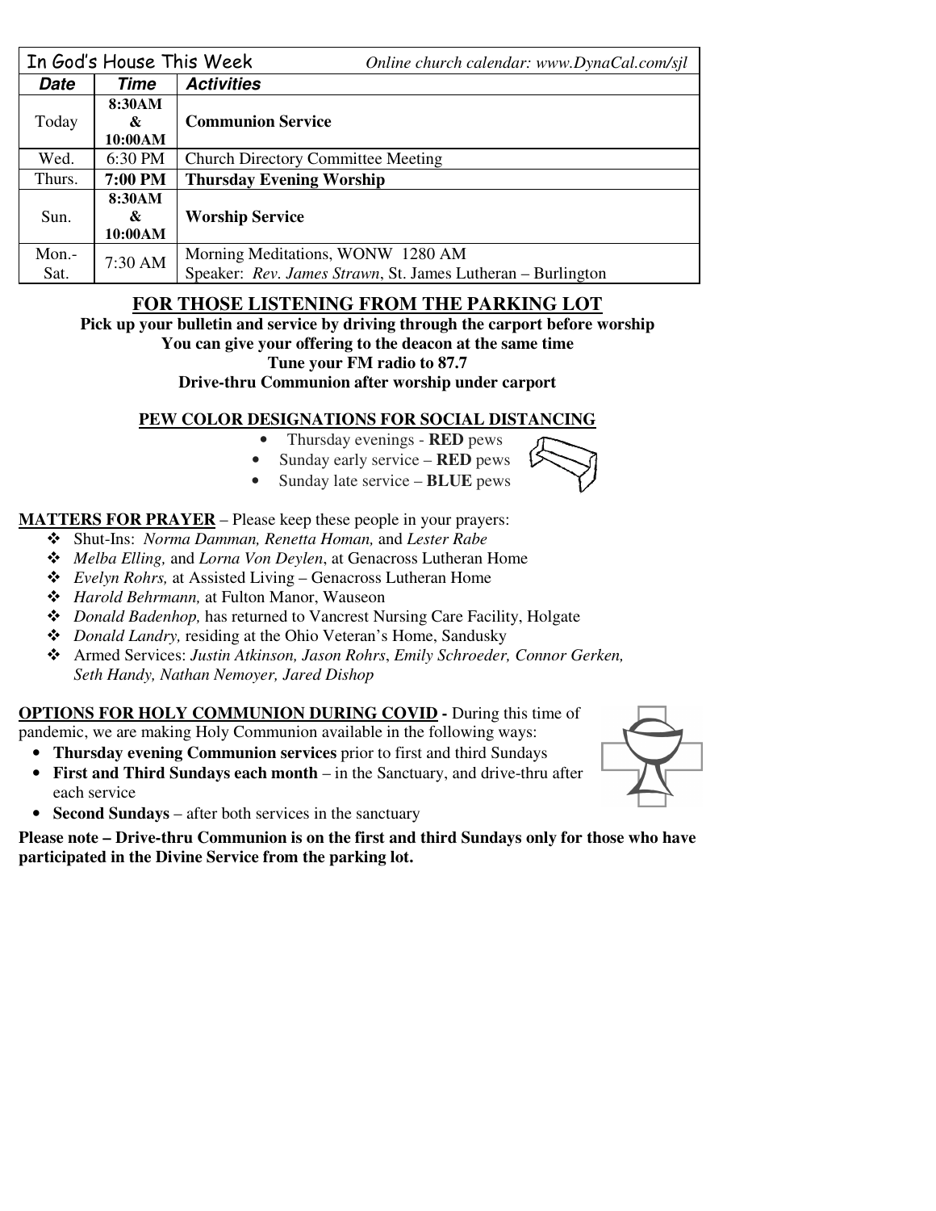| In God's House This Week | | *Online church calendar: www.DynaCal.com/sjl* |
|---|---|---|
| ***Date*** | ***Time*** | ***Activities*** |
| Today | **8:30AM & 10:00AM** | **Communion Service** |
| Wed. | 6:30 PM | Church Directory Committee Meeting |
| Thurs. | **7:00 PM** | **Thursday Evening Worship** |
| Sun. | **8:30AM & 10:00AM** | **Worship Service** |
| Mon.-Sat. | 7:30 AM | Morning Meditations, WONW 1280 AM<br>Speaker: *Rev. James Strawn*, St. James Lutheran – Burlington |

## FOR THOSE LISTENING FROM THE PARKING LOT

**Pick up your bulletin and service by driving through the carport before worship**
**You can give your offering to the deacon at the same time**
**Tune your FM radio to 87.7**
**Drive-thru Communion after worship under carport**

### PEW COLOR DESIGNATIONS FOR SOCIAL DISTANCING

- Thursday evenings - **RED** pews
- Sunday early service – **RED** pews
- Sunday late service – **BLUE** pews

**MATTERS FOR PRAYER** – Please keep these people in your prayers:

- Shut-Ins: *Norma Damman, Renetta Homan,* and *Lester Rabe*
- *Melba Elling,* and *Lorna Von Deylen*, at Genacross Lutheran Home
- *Evelyn Rohrs,* at Assisted Living – Genacross Lutheran Home
- *Harold Behrmann,* at Fulton Manor, Wauseon
- *Donald Badenhop,* has returned to Vancrest Nursing Care Facility, Holgate
- *Donald Landry,* residing at the Ohio Veteran's Home, Sandusky
- Armed Services: *Justin Atkinson, Jason Rohrs*, *Emily Schroeder, Connor Gerken, Seth Handy, Nathan Nemoyer, Jared Dishop*

**OPTIONS FOR HOLY COMMUNION DURING COVID -** During this time of pandemic, we are making Holy Communion available in the following ways:

- **Thursday evening Communion services** prior to first and third Sundays
- **First and Third Sundays each month** – in the Sanctuary, and drive-thru after each service
- **Second Sundays** – after both services in the sanctuary

**Please note – Drive-thru Communion is on the first and third Sundays only for those who have participated in the Divine Service from the parking lot.**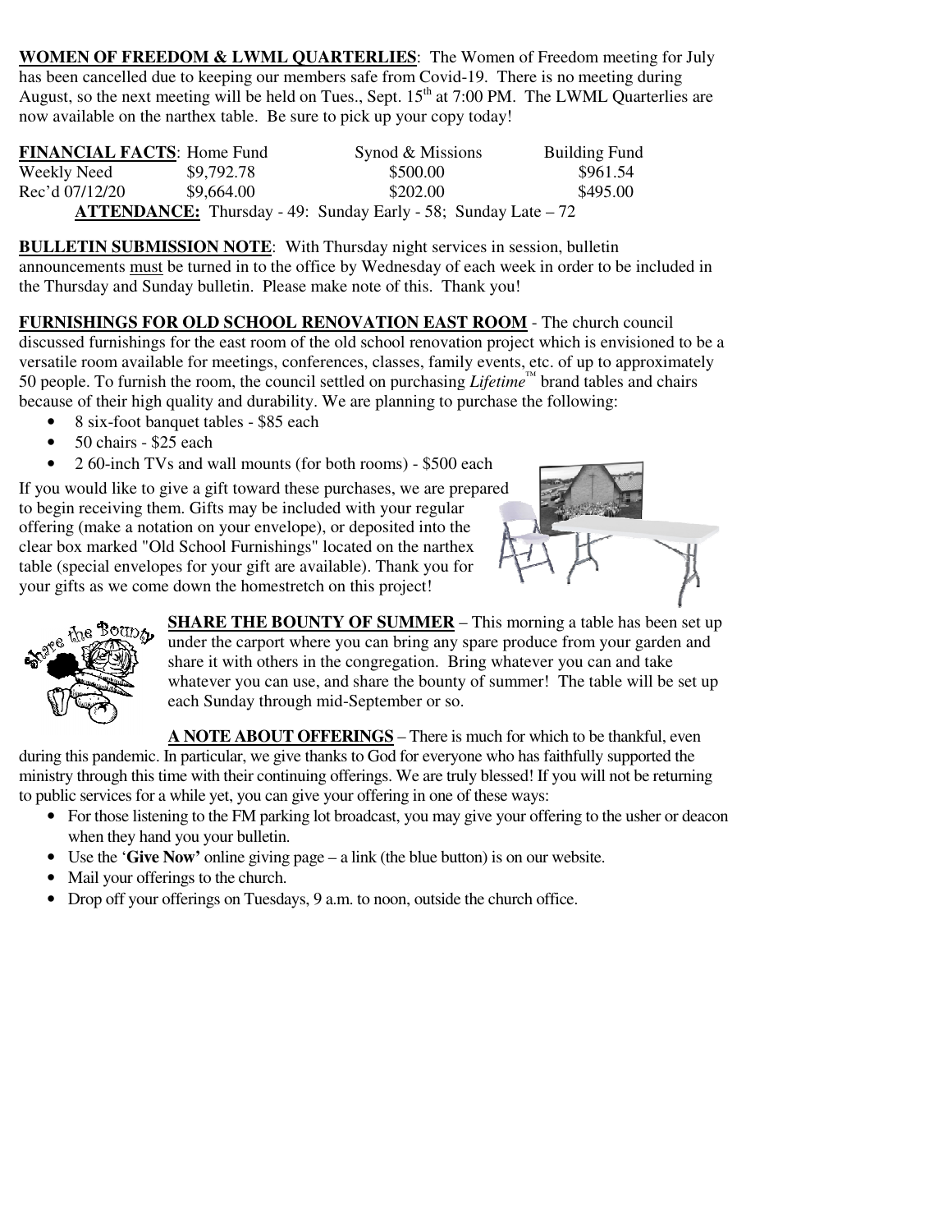**WOMEN OF FREEDOM & LWML QUARTERLIES**: The Women of Freedom meeting for July has been cancelled due to keeping our members safe from Covid-19. There is no meeting during August, so the next meeting will be held on Tues., Sept. 15th at 7:00 PM. The LWML Quarterlies are now available on the narthex table. Be sure to pick up your copy today!

| **FINANCIAL FACTS**: | Home Fund | Synod & Missions | Building Fund |
|---|---|---|---|
| Weekly Need | $9,792.78 | $500.00 | $961.54 |
| Rec'd 07/12/20 | $9,664.00 | $202.00 | $495.00 |

**ATTENDANCE:** Thursday - 49: Sunday Early - 58; Sunday Late – 72

**BULLETIN SUBMISSION NOTE**: With Thursday night services in session, bulletin announcements must be turned in to the office by Wednesday of each week in order to be included in the Thursday and Sunday bulletin. Please make note of this. Thank you!

**FURNISHINGS FOR OLD SCHOOL RENOVATION EAST ROOM** - The church council discussed furnishings for the east room of the old school renovation project which is envisioned to be a versatile room available for meetings, conferences, classes, family events, etc. of up to approximately 50 people. To furnish the room, the council settled on purchasing *Lifetime*™ brand tables and chairs because of their high quality and durability. We are planning to purchase the following:

- 8 six-foot banquet tables - $85 each
- 50 chairs - $25 each
- 2 60-inch TVs and wall mounts (for both rooms) - $500 each

If you would like to give a gift toward these purchases, we are prepared to begin receiving them. Gifts may be included with your regular offering (make a notation on your envelope), or deposited into the clear box marked "Old School Furnishings" located on the narthex table (special envelopes for your gift are available). Thank you for your gifts as we come down the homestretch on this project!

**SHARE THE BOUNTY OF SUMMER** – This morning a table has been set up under the carport where you can bring any spare produce from your garden and share it with others in the congregation. Bring whatever you can and take whatever you can use, and share the bounty of summer! The table will be set up each Sunday through mid-September or so.

**A NOTE ABOUT OFFERINGS** – There is much for which to be thankful, even during this pandemic. In particular, we give thanks to God for everyone who has faithfully supported the ministry through this time with their continuing offerings. We are truly blessed! If you will not be returning to public services for a while yet, you can give your offering in one of these ways:

- For those listening to the FM parking lot broadcast, you may give your offering to the usher or deacon when they hand you your bulletin.
- Use the '**Give Now'** online giving page – a link (the blue button) is on our website.
- Mail your offerings to the church.
- Drop off your offerings on Tuesdays, 9 a.m. to noon, outside the church office.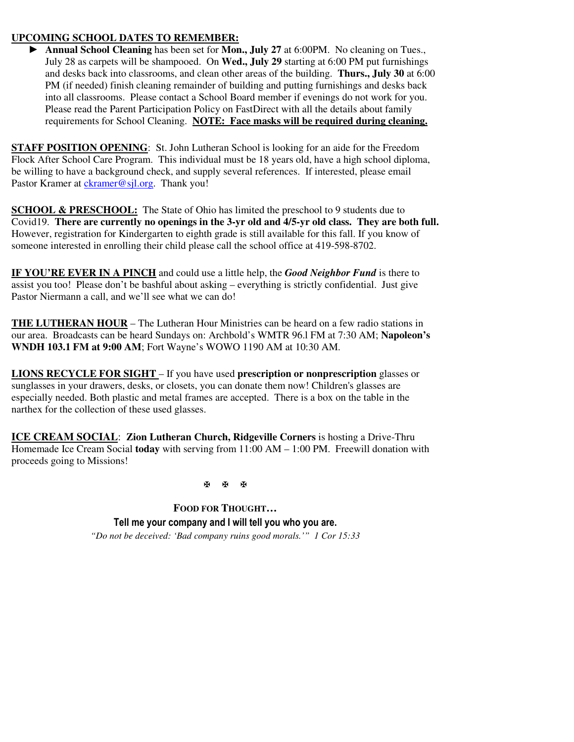**UPCOMING SCHOOL DATES TO REMEMBER:**

► **Annual School Cleaning** has been set for **Mon., July 27** at 6:00PM. No cleaning on Tues., July 28 as carpets will be shampooed. On **Wed., July 29** starting at 6:00 PM put furnishings and desks back into classrooms, and clean other areas of the building. **Thurs., July 30** at 6:00 PM (if needed) finish cleaning remainder of building and putting furnishings and desks back into all classrooms. Please contact a School Board member if evenings do not work for you. Please read the Parent Participation Policy on FastDirect with all the details about family requirements for School Cleaning. **NOTE: Face masks will be required during cleaning.**

**STAFF POSITION OPENING**: St. John Lutheran School is looking for an aide for the Freedom Flock After School Care Program. This individual must be 18 years old, have a high school diploma, be willing to have a background check, and supply several references. If interested, please email Pastor Kramer at ckramer@sjl.org. Thank you!

**SCHOOL & PRESCHOOL:** The State of Ohio has limited the preschool to 9 students due to Covid19. **There are currently no openings in the 3-yr old and 4/5-yr old class. They are both full.** However, registration for Kindergarten to eighth grade is still available for this fall. If you know of someone interested in enrolling their child please call the school office at 419-598-8702.

**IF YOU'RE EVER IN A PINCH** and could use a little help, the ***Good Neighbor Fund*** is there to assist you too! Please don't be bashful about asking – everything is strictly confidential. Just give Pastor Niermann a call, and we'll see what we can do!

**THE LUTHERAN HOUR** – The Lutheran Hour Ministries can be heard on a few radio stations in our area. Broadcasts can be heard Sundays on: Archbold's WMTR 96.l FM at 7:30 AM; **Napoleon's WNDH 103.1 FM at 9:00 AM**; Fort Wayne's WOWO 1190 AM at 10:30 AM.

**LIONS RECYCLE FOR SIGHT** – If you have used **prescription or nonprescription** glasses or sunglasses in your drawers, desks, or closets, you can donate them now! Children's glasses are especially needed. Both plastic and metal frames are accepted. There is a box on the table in the narthex for the collection of these used glasses.

**ICE CREAM SOCIAL**: **Zion Lutheran Church, Ridgeville Corners** is hosting a Drive-Thru Homemade Ice Cream Social **today** with serving from 11:00 AM – 1:00 PM. Freewill donation with proceeds going to Missions!

✠ ✠ ✠

**FOOD FOR THOUGHT…**

**Tell me your company and I will tell you who you are.**

*"Do not be deceived: 'Bad company ruins good morals.'" 1 Cor 15:33*